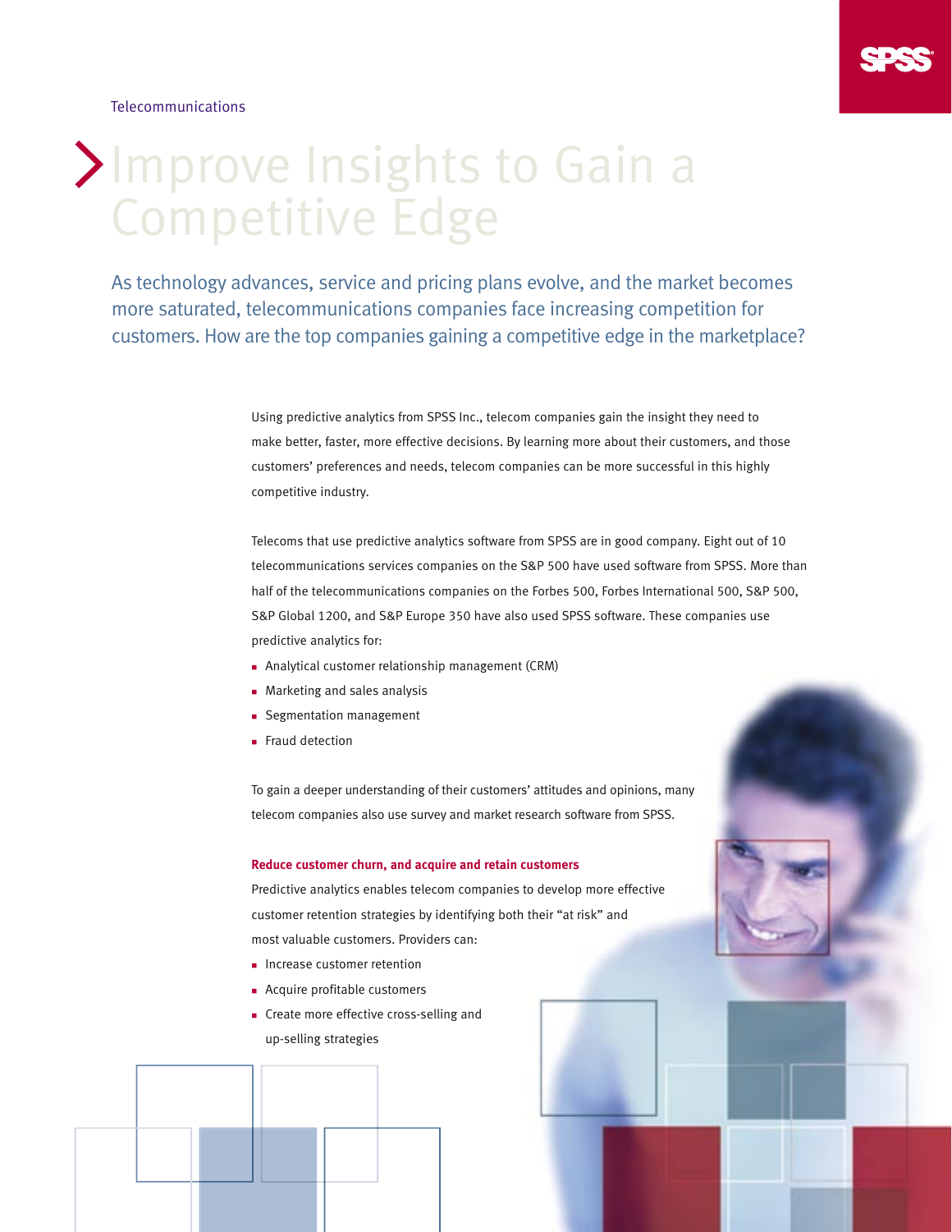Telecommunications

# Improve Insights to Gain a Competitive Edge

As technology advances, service and pricing plans evolve, and the market becomes more saturated, telecommunications companies face increasing competition for customers. How are the top companies gaining a competitive edge in the marketplace?

Using predictive analytics from SPSS Inc., telecom companies gain the insight they need to make better, faster, more effective decisions. By learning more about their customers, and those customers' preferences and needs, telecom companies can be more successful in this highly competitive industry.

Telecoms that use predictive analytics software from SPSS are in good company. Eight out of 10 telecommunications services companies on the S&P 500 have used software from SPSS. More than half of the telecommunications companies on the Forbes 500, Forbes International 500, S&P 500, S&P Global 1200, and S&P Europe 350 have also used SPSS software. These companies use predictive analytics for:

- Analytical customer relationship management (CRM)
- Marketing and sales analysis
- Segmentation management
- Fraud detection

To gain a deeper understanding of their customers' attitudes and opinions, many telecom companies also use survey and market research software from SPSS.

### Reduce customer churn, and acquire and retain customers

Predictive analytics enables telecom companies to develop more effective customer retention strategies by identifying both their "at risk" and most valuable customers. Providers can:

- Increase customer retention
- Acquire profitable customers
- Create more effective cross-selling and up-selling strategies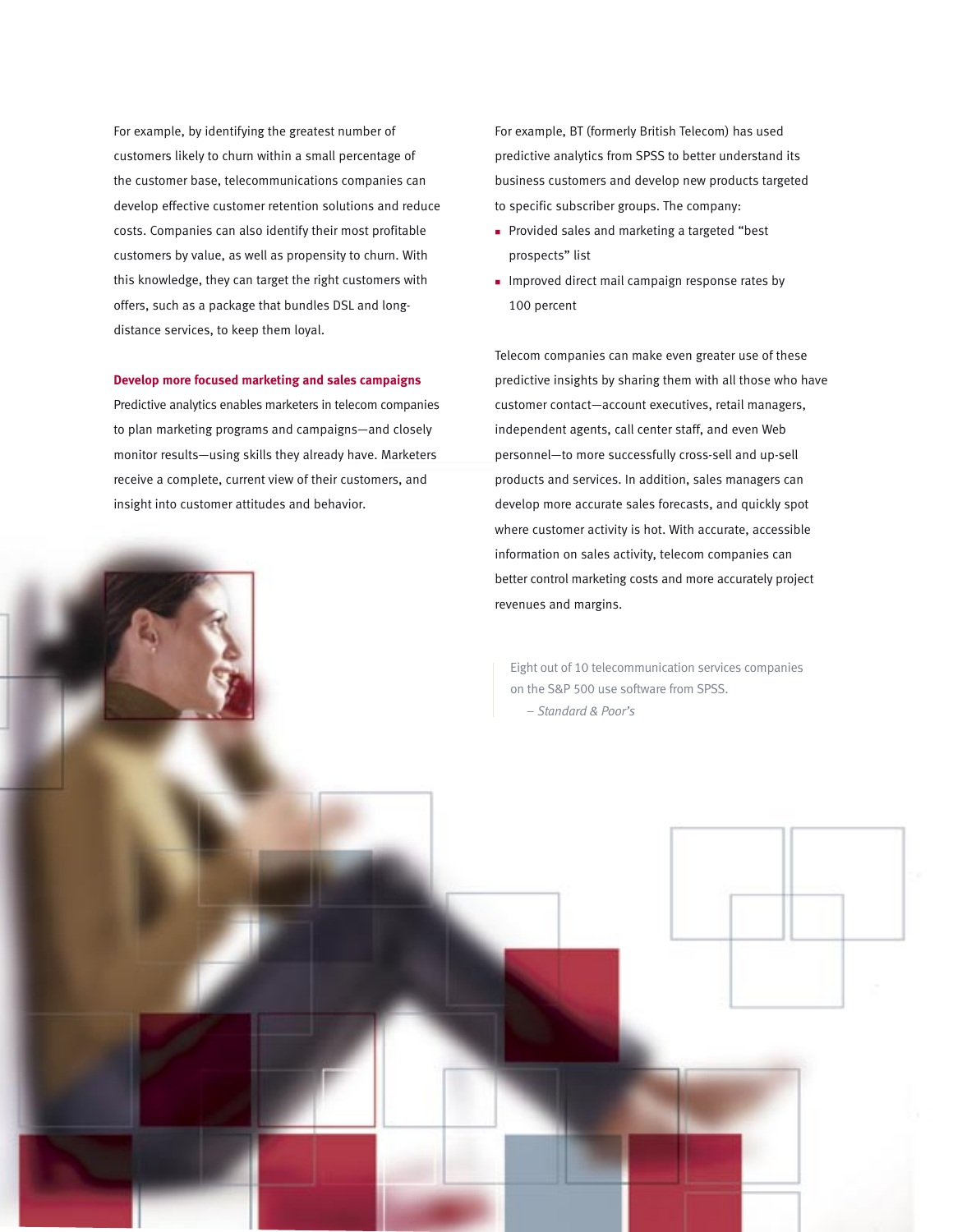For example, by identifying the greatest number of customers likely to churn within a small percentage of the customer base, telecommunications companies can develop effective customer retention solutions and reduce costs. Companies can also identify their most profitable customers by value, as well as propensity to churn. With this knowledge, they can target the right customers with offers, such as a package that bundles DSL and long-distance services, to keep them loyal.

### Develop more focused marketing and sales campaigns

Predictive analytics enables marketers in telecom companies to plan marketing programs and campaigns—and closely monitor results—using skills they already have. Marketers receive a complete, current view of their customers, and insight into customer attitudes and behavior.

For example, BT (formerly British Telecom) has used predictive analytics from SPSS to better understand its business customers and develop new products targeted to specific subscriber groups. The company:

- Provided sales and marketing a targeted "best prospects" list
- Improved direct mail campaign response rates by 100 percent

Telecom companies can make even greater use of these predictive insights by sharing them with all those who have customer contact—account executives, retail managers, independent agents, call center staff, and even Web personnel—to more successfully cross-sell and up-sell products and services. In addition, sales managers can develop more accurate sales forecasts, and quickly spot where customer activity is hot. With accurate, accessible information on sales activity, telecom companies can better control marketing costs and more accurately project revenues and margins.

> Eight out of 10 telecommunication services companies on the S&P 500 use software from SPSS.
>
> *– Standard & Poor's*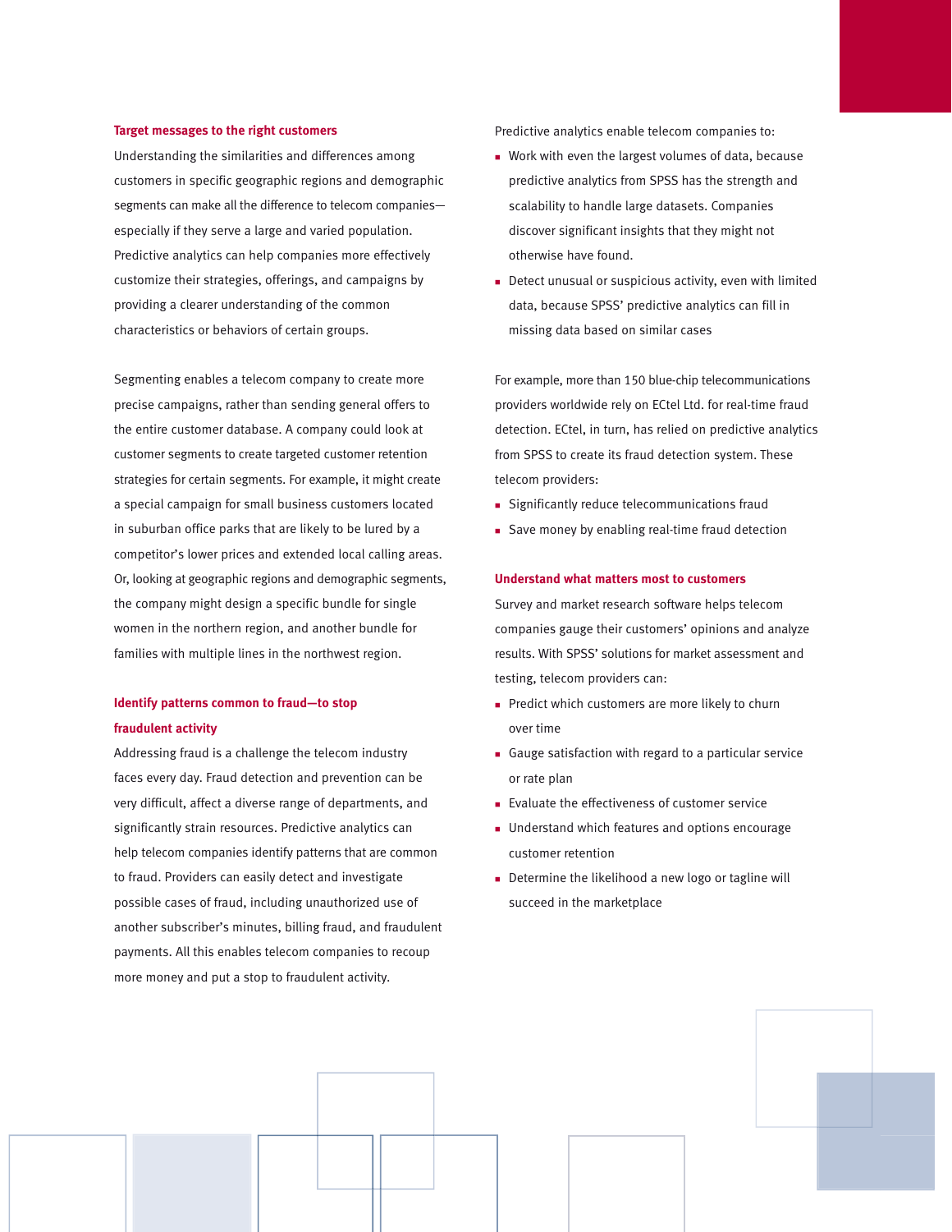### Target messages to the right customers

Understanding the similarities and differences among customers in specific geographic regions and demographic segments can make all the difference to telecom companies—especially if they serve a large and varied population. Predictive analytics can help companies more effectively customize their strategies, offerings, and campaigns by providing a clearer understanding of the common characteristics or behaviors of certain groups.

Segmenting enables a telecom company to create more precise campaigns, rather than sending general offers to the entire customer database. A company could look at customer segments to create targeted customer retention strategies for certain segments. For example, it might create a special campaign for small business customers located in suburban office parks that are likely to be lured by a competitor's lower prices and extended local calling areas. Or, looking at geographic regions and demographic segments, the company might design a specific bundle for single women in the northern region, and another bundle for families with multiple lines in the northwest region.

### Identify patterns common to fraud—to stop fraudulent activity

Addressing fraud is a challenge the telecom industry faces every day. Fraud detection and prevention can be very difficult, affect a diverse range of departments, and significantly strain resources. Predictive analytics can help telecom companies identify patterns that are common to fraud. Providers can easily detect and investigate possible cases of fraud, including unauthorized use of another subscriber's minutes, billing fraud, and fraudulent payments. All this enables telecom companies to recoup more money and put a stop to fraudulent activity.

Predictive analytics enable telecom companies to:

- Work with even the largest volumes of data, because predictive analytics from SPSS has the strength and scalability to handle large datasets. Companies discover significant insights that they might not otherwise have found.
- Detect unusual or suspicious activity, even with limited data, because SPSS' predictive analytics can fill in missing data based on similar cases

For example, more than 150 blue-chip telecommunications providers worldwide rely on ECtel Ltd. for real-time fraud detection. ECtel, in turn, has relied on predictive analytics from SPSS to create its fraud detection system. These telecom providers:

- Significantly reduce telecommunications fraud
- Save money by enabling real-time fraud detection

### Understand what matters most to customers

Survey and market research software helps telecom companies gauge their customers' opinions and analyze results. With SPSS' solutions for market assessment and testing, telecom providers can:

- Predict which customers are more likely to churn over time
- Gauge satisfaction with regard to a particular service or rate plan
- Evaluate the effectiveness of customer service
- Understand which features and options encourage customer retention
- Determine the likelihood a new logo or tagline will succeed in the marketplace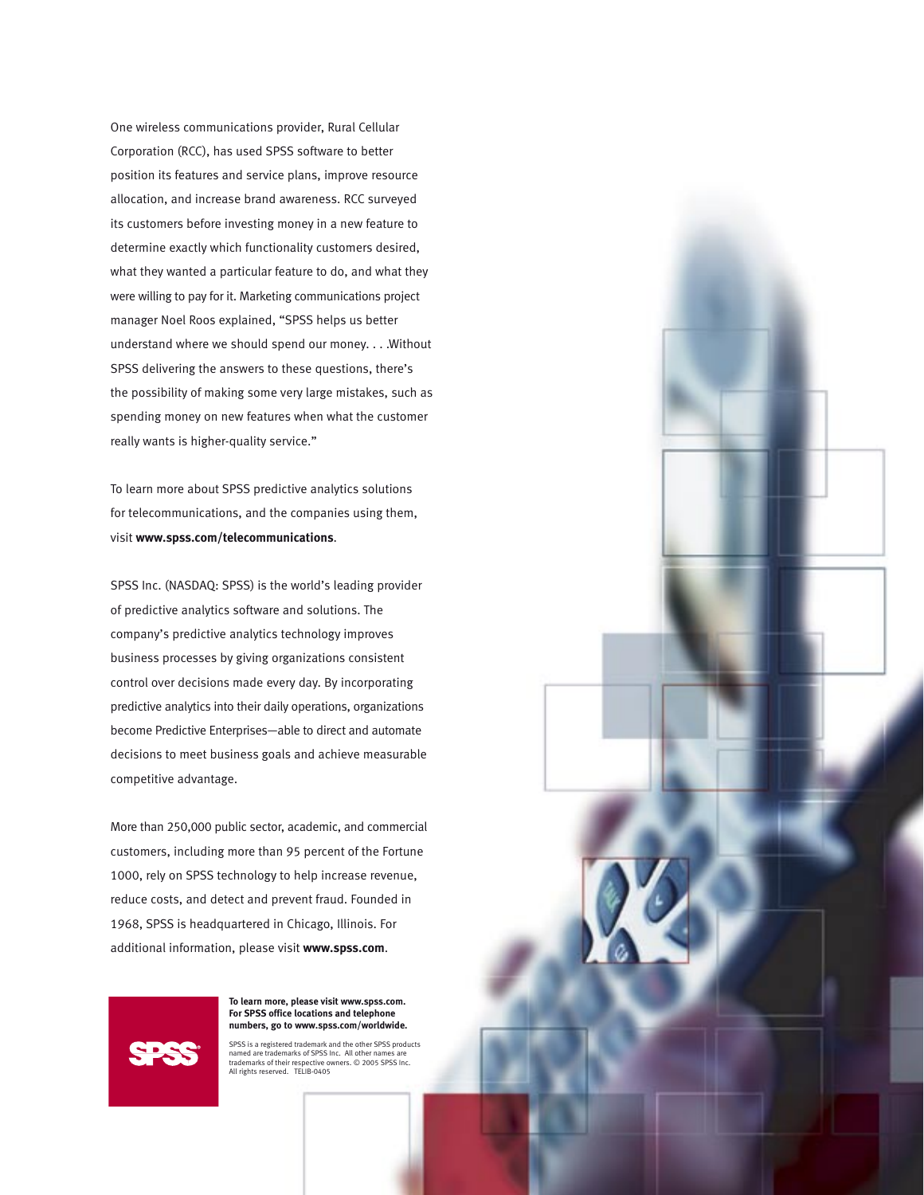One wireless communications provider, Rural Cellular Corporation (RCC), has used SPSS software to better position its features and service plans, improve resource allocation, and increase brand awareness. RCC surveyed its customers before investing money in a new feature to determine exactly which functionality customers desired, what they wanted a particular feature to do, and what they were willing to pay for it. Marketing communications project manager Noel Roos explained, "SPSS helps us better understand where we should spend our money. . . .Without SPSS delivering the answers to these questions, there's the possibility of making some very large mistakes, such as spending money on new features when what the customer really wants is higher-quality service."

To learn more about SPSS predictive analytics solutions for telecommunications, and the companies using them, visit **www.spss.com/telecommunications**.

SPSS Inc. (NASDAQ: SPSS) is the world's leading provider of predictive analytics software and solutions. The company's predictive analytics technology improves business processes by giving organizations consistent control over decisions made every day. By incorporating predictive analytics into their daily operations, organizations become Predictive Enterprises—able to direct and automate decisions to meet business goals and achieve measurable competitive advantage.

More than 250,000 public sector, academic, and commercial customers, including more than 95 percent of the Fortune 1000, rely on SPSS technology to help increase revenue, reduce costs, and detect and prevent fraud. Founded in 1968, SPSS is headquartered in Chicago, Illinois. For additional information, please visit **www.spss.com**.

SPSS®

**To learn more, please visit www.spss.com. For SPSS office locations and telephone numbers, go to www.spss.com/worldwide.**

SPSS is a registered trademark and the other SPSS products named are trademarks of SPSS Inc. All other names are trademarks of their respective owners. © 2005 SPSS Inc. All rights reserved. TELIB-0405